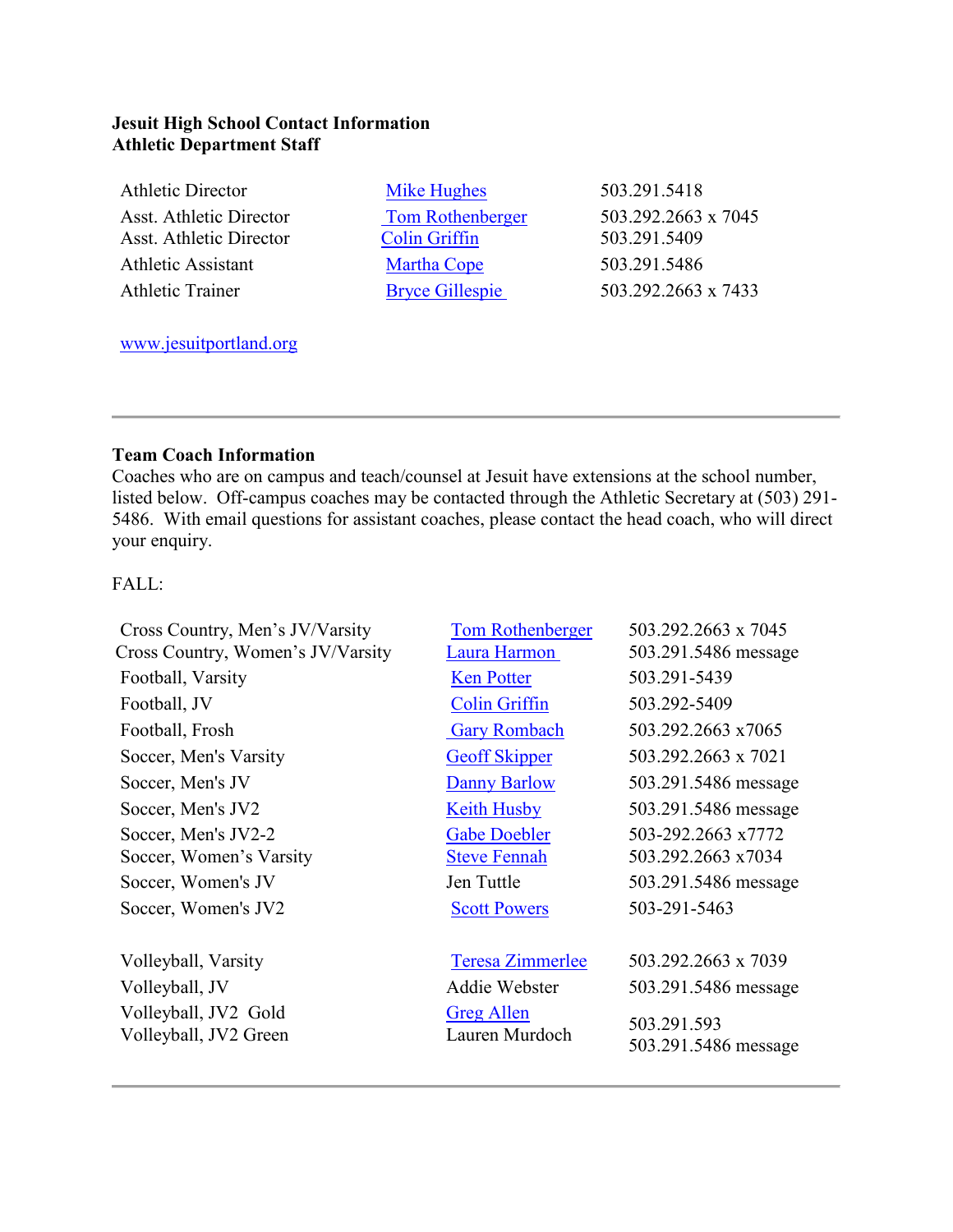**Jesuit High School Contact Information**
**Athletic Department Staff**

| | | |
|---|---|---|
| Athletic Director | Mike Hughes | 503.291.5418 |
| Asst. Athletic Director | Tom Rothenberger | 503.292.2663 x 7045 |
| Asst. Athletic Director | Colin Griffin | 503.291.5409 |
| Athletic Assistant | Martha Cope | 503.291.5486 |
| Athletic Trainer | Bryce Gillespie | 503.292.2663 x 7433 |

www.jesuitportland.org

---

**Team Coach Information**
Coaches who are on campus and teach/counsel at Jesuit have extensions at the school number, listed below. Off-campus coaches may be contacted through the Athletic Secretary at (503) 291-5486. With email questions for assistant coaches, please contact the head coach, who will direct your enquiry.

FALL:

| | | |
|---|---|---|
| Cross Country, Men's JV/Varsity | Tom Rothenberger | 503.292.2663 x 7045 |
| Cross Country, Women's JV/Varsity | Laura Harmon | 503.291.5486 message |
| Football, Varsity | Ken Potter | 503.291-5439 |
| Football, JV | Colin Griffin | 503.292-5409 |
| Football, Frosh | Gary Rombach | 503.292.2663 x7065 |
| Soccer, Men's Varsity | Geoff Skipper | 503.292.2663 x 7021 |
| Soccer, Men's JV | Danny Barlow | 503.291.5486 message |
| Soccer, Men's JV2 | Keith Husby | 503.291.5486 message |
| Soccer, Men's JV2-2 | Gabe Doebler | 503-292.2663 x7772 |
| Soccer, Women's Varsity | Steve Fennah | 503.292.2663 x7034 |
| Soccer, Women's JV | Jen Tuttle | 503.291.5486 message |
| Soccer, Women's JV2 | Scott Powers | 503-291-5463 |
| | | |
| Volleyball, Varsity | Teresa Zimmerlee | 503.292.2663 x 7039 |
| Volleyball, JV | Addie Webster | 503.291.5486 message |
| Volleyball, JV2 Gold | Greg Allen | 503.291.593 |
| Volleyball, JV2 Green | Lauren Murdoch | 503.291.5486 message |

---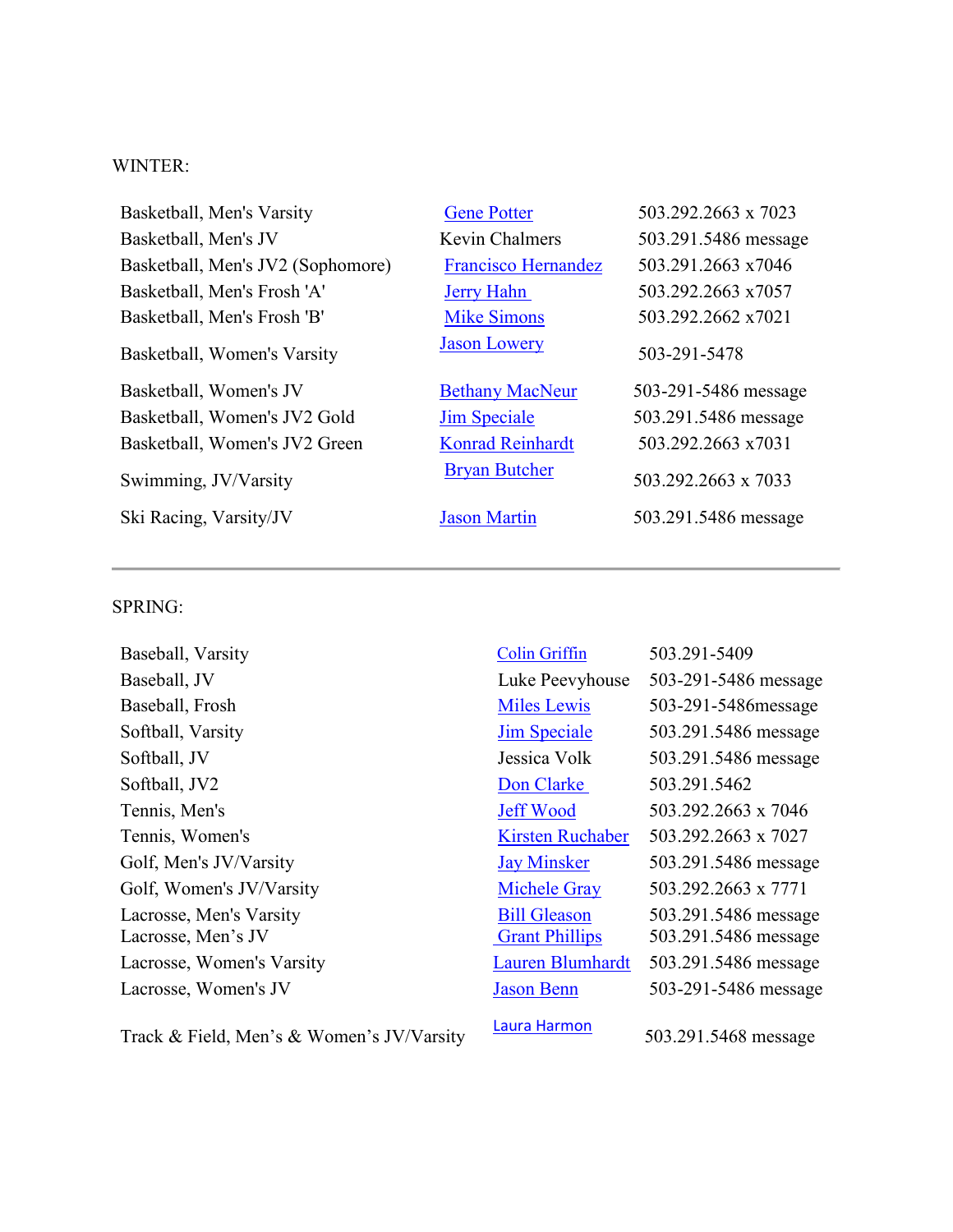WINTER:

| | | |
|---|---|---|
| Basketball, Men's Varsity | Gene Potter | 503.292.2663 x 7023 |
| Basketball, Men's JV | Kevin Chalmers | 503.291.5486 message |
| Basketball, Men's JV2 (Sophomore) | Francisco Hernandez | 503.291.2663 x7046 |
| Basketball, Men's Frosh 'A' | Jerry Hahn | 503.292.2663 x7057 |
| Basketball, Men's Frosh 'B' | Mike Simons | 503.292.2662 x7021 |
| Basketball, Women's Varsity | Jason Lowery | 503-291-5478 |
| Basketball, Women's JV | Bethany MacNeur | 503-291-5486 message |
| Basketball, Women's JV2 Gold | Jim Speciale | 503.291.5486 message |
| Basketball, Women's JV2 Green | Konrad Reinhardt | 503.292.2663 x7031 |
| Swimming, JV/Varsity | Bryan Butcher | 503.292.2663 x 7033 |
| Ski Racing, Varsity/JV | Jason Martin | 503.291.5486 message |

---

SPRING:

| | | |
|---|---|---|
| Baseball, Varsity | Colin Griffin | 503.291-5409 |
| Baseball, JV | Luke Peevyhouse | 503-291-5486 message |
| Baseball, Frosh | Miles Lewis | 503-291-5486message |
| Softball, Varsity | Jim Speciale | 503.291.5486 message |
| Softball, JV | Jessica Volk | 503.291.5486 message |
| Softball, JV2 | Don Clarke | 503.291.5462 |
| Tennis, Men's | Jeff Wood | 503.292.2663 x 7046 |
| Tennis, Women's | Kirsten Ruchaber | 503.292.2663 x 7027 |
| Golf, Men's JV/Varsity | Jay Minsker | 503.291.5486 message |
| Golf, Women's JV/Varsity | Michele Gray | 503.292.2663 x 7771 |
| Lacrosse, Men's Varsity | Bill Gleason | 503.291.5486 message |
| Lacrosse, Men's JV | Grant Phillips | 503.291.5486 message |
| Lacrosse, Women's Varsity | Lauren Blumhardt | 503.291.5486 message |
| Lacrosse, Women's JV | Jason Benn | 503-291-5486 message |
| Track & Field, Men's & Women's JV/Varsity | Laura Harmon | 503.291.5468 message |